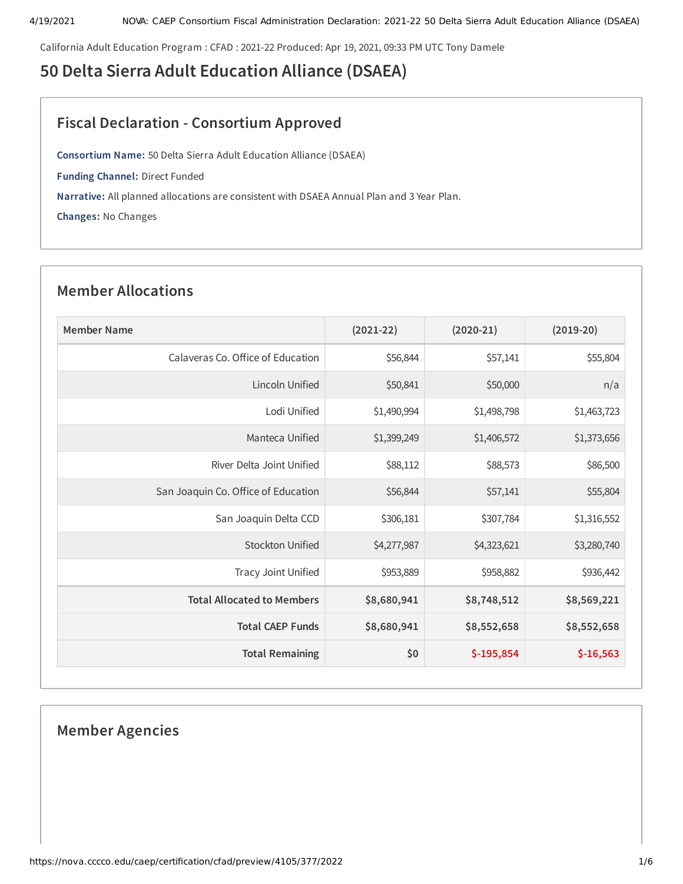California Adult Education Program : CFAD : 2021-22 Produced: Apr 19, 2021, 09:33 PM UTC Tony Damele

# 50 Delta Sierra Adult Education Alliance (DSAEA)

## Fiscal Declaration - Consortium Approved

**Consortium Name:** 50 Delta Sierra Adult Education Alliance (DSAEA)

**Funding Channel:** Direct Funded

**Narrative:** All planned allocations are consistent with DSAEA Annual Plan and 3 Year Plan.

**Changes:** No Changes

## Member Allocations

| Member Name | (2021-22) | (2020-21) | (2019-20) |
|---|---|---|---|
| Calaveras Co. Office of Education | $56,844 | $57,141 | $55,804 |
| Lincoln Unified | $50,841 | $50,000 | n/a |
| Lodi Unified | $1,490,994 | $1,498,798 | $1,463,723 |
| Manteca Unified | $1,399,249 | $1,406,572 | $1,373,656 |
| River Delta Joint Unified | $88,112 | $88,573 | $86,500 |
| San Joaquin Co. Office of Education | $56,844 | $57,141 | $55,804 |
| San Joaquin Delta CCD | $306,181 | $307,784 | $1,316,552 |
| Stockton Unified | $4,277,987 | $4,323,621 | $3,280,740 |
| Tracy Joint Unified | $953,889 | $958,882 | $936,442 |
| **Total Allocated to Members** | **$8,680,941** | **$8,748,512** | **$8,569,221** |
| **Total CAEP Funds** | **$8,680,941** | **$8,552,658** | **$8,552,658** |
| **Total Remaining** | **$0** | **$-195,854** | **$-16,563** |

## Member Agencies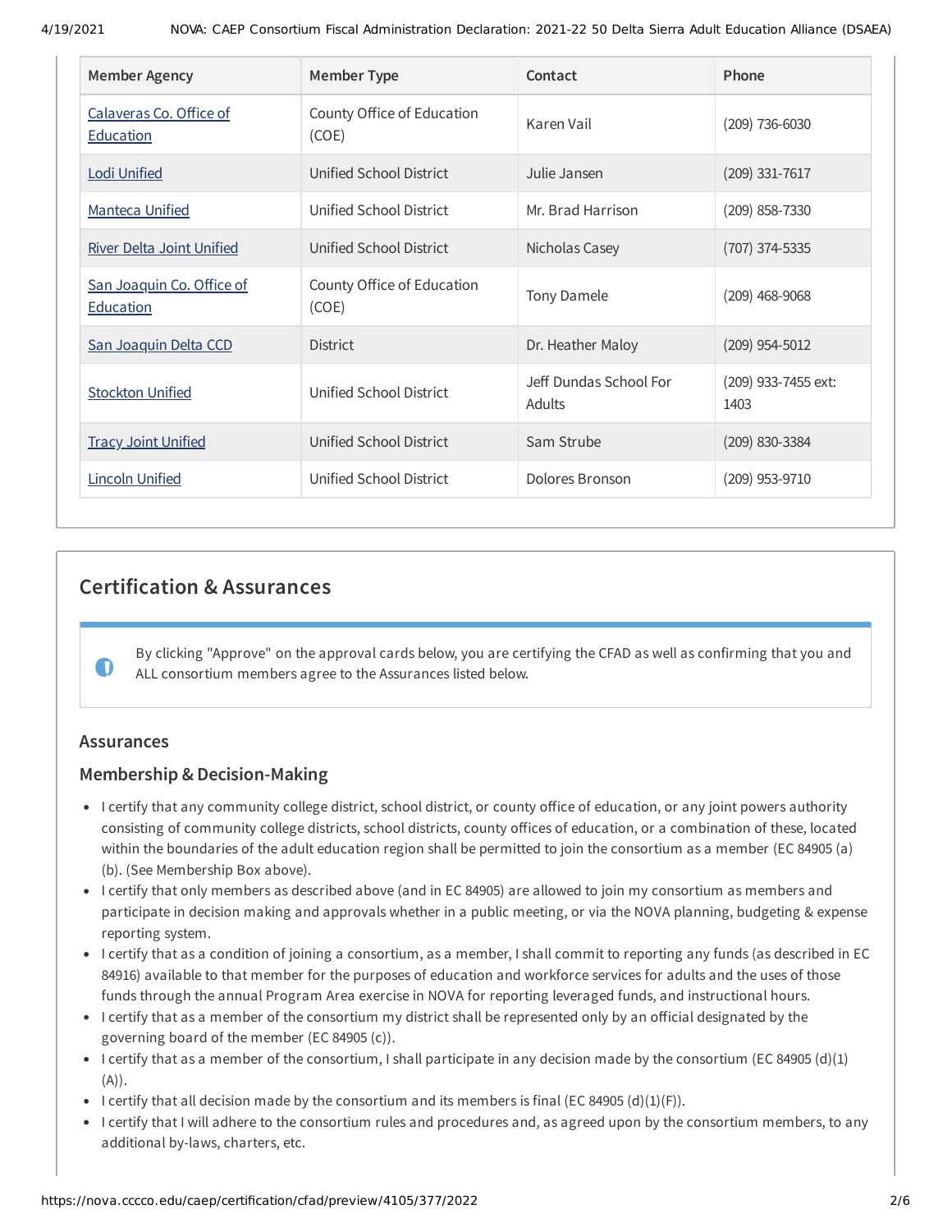| Member Agency | Member Type | Contact | Phone |
| --- | --- | --- | --- |
| Calaveras Co. Office of Education | County Office of Education (COE) | Karen Vail | (209) 736-6030 |
| Lodi Unified | Unified School District | Julie Jansen | (209) 331-7617 |
| Manteca Unified | Unified School District | Mr. Brad Harrison | (209) 858-7330 |
| River Delta Joint Unified | Unified School District | Nicholas Casey | (707) 374-5335 |
| San Joaquin Co. Office of Education | County Office of Education (COE) | Tony Damele | (209) 468-9068 |
| San Joaquin Delta CCD | District | Dr. Heather Maloy | (209) 954-5012 |
| Stockton Unified | Unified School District | Jeff Dundas School For Adults | (209) 933-7455 ext: 1403 |
| Tracy Joint Unified | Unified School District | Sam Strube | (209) 830-3384 |
| Lincoln Unified | Unified School District | Dolores Bronson | (209) 953-9710 |

## Certification & Assurances

By clicking "Approve" on the approval cards below, you are certifying the CFAD as well as confirming that you and ALL consortium members agree to the Assurances listed below.

### Assurances

### Membership & Decision-Making

- I certify that any community college district, school district, or county office of education, or any joint powers authority consisting of community college districts, school districts, county offices of education, or a combination of these, located within the boundaries of the adult education region shall be permitted to join the consortium as a member (EC 84905 (a)(b). (See Membership Box above).
- I certify that only members as described above (and in EC 84905) are allowed to join my consortium as members and participate in decision making and approvals whether in a public meeting, or via the NOVA planning, budgeting & expense reporting system.
- I certify that as a condition of joining a consortium, as a member, I shall commit to reporting any funds (as described in EC 84916) available to that member for the purposes of education and workforce services for adults and the uses of those funds through the annual Program Area exercise in NOVA for reporting leveraged funds, and instructional hours.
- I certify that as a member of the consortium my district shall be represented only by an official designated by the governing board of the member (EC 84905 (c)).
- I certify that as a member of the consortium, I shall participate in any decision made by the consortium (EC 84905 (d)(1)(A)).
- I certify that all decision made by the consortium and its members is final (EC 84905 (d)(1)(F)).
- I certify that I will adhere to the consortium rules and procedures and, as agreed upon by the consortium members, to any additional by-laws, charters, etc.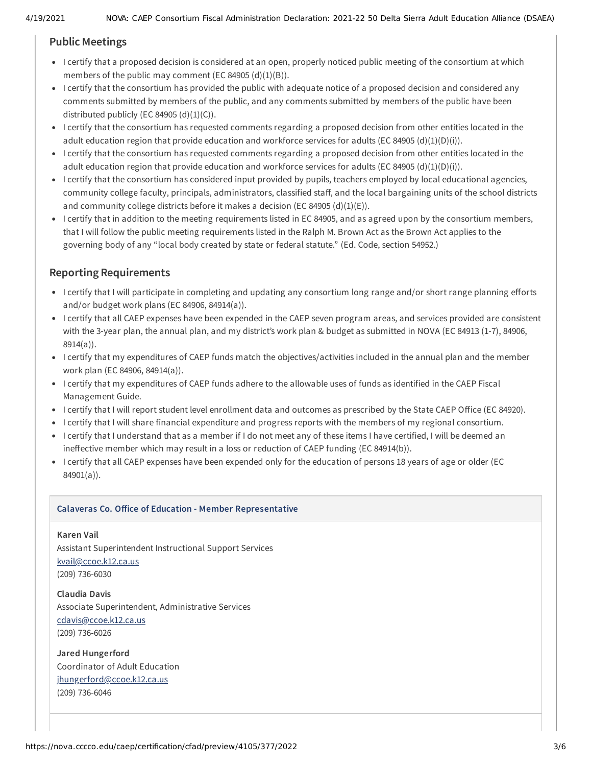## Public Meetings

- I certify that a proposed decision is considered at an open, properly noticed public meeting of the consortium at which members of the public may comment (EC 84905 (d)(1)(B)).
- I certify that the consortium has provided the public with adequate notice of a proposed decision and considered any comments submitted by members of the public, and any comments submitted by members of the public have been distributed publicly (EC 84905 (d)(1)(C)).
- I certify that the consortium has requested comments regarding a proposed decision from other entities located in the adult education region that provide education and workforce services for adults (EC 84905 (d)(1)(D)(i)).
- I certify that the consortium has requested comments regarding a proposed decision from other entities located in the adult education region that provide education and workforce services for adults (EC 84905 (d)(1)(D)(i)).
- I certify that the consortium has considered input provided by pupils, teachers employed by local educational agencies, community college faculty, principals, administrators, classified staff, and the local bargaining units of the school districts and community college districts before it makes a decision (EC 84905 (d)(1)(E)).
- I certify that in addition to the meeting requirements listed in EC 84905, and as agreed upon by the consortium members, that I will follow the public meeting requirements listed in the Ralph M. Brown Act as the Brown Act applies to the governing body of any "local body created by state or federal statute." (Ed. Code, section 54952.)

## Reporting Requirements

- I certify that I will participate in completing and updating any consortium long range and/or short range planning efforts and/or budget work plans (EC 84906, 84914(a)).
- I certify that all CAEP expenses have been expended in the CAEP seven program areas, and services provided are consistent with the 3-year plan, the annual plan, and my district's work plan & budget as submitted in NOVA (EC 84913 (1-7), 84906, 8914(a)).
- I certify that my expenditures of CAEP funds match the objectives/activities included in the annual plan and the member work plan (EC 84906, 84914(a)).
- I certify that my expenditures of CAEP funds adhere to the allowable uses of funds as identified in the CAEP Fiscal Management Guide.
- I certify that I will report student level enrollment data and outcomes as prescribed by the State CAEP Office (EC 84920).
- I certify that I will share financial expenditure and progress reports with the members of my regional consortium.
- I certify that I understand that as a member if I do not meet any of these items I have certified, I will be deemed an ineffective member which may result in a loss or reduction of CAEP funding (EC 84914(b)).
- I certify that all CAEP expenses have been expended only for the education of persons 18 years of age or older (EC 84901(a)).

**Calaveras Co. Office of Education - Member Representative**

**Karen Vail**
Assistant Superintendent Instructional Support Services
kvail@ccoe.k12.ca.us
(209) 736-6030

**Claudia Davis**
Associate Superintendent, Administrative Services
cdavis@ccoe.k12.ca.us
(209) 736-6026

**Jared Hungerford**
Coordinator of Adult Education
jhungerford@ccoe.k12.ca.us
(209) 736-6046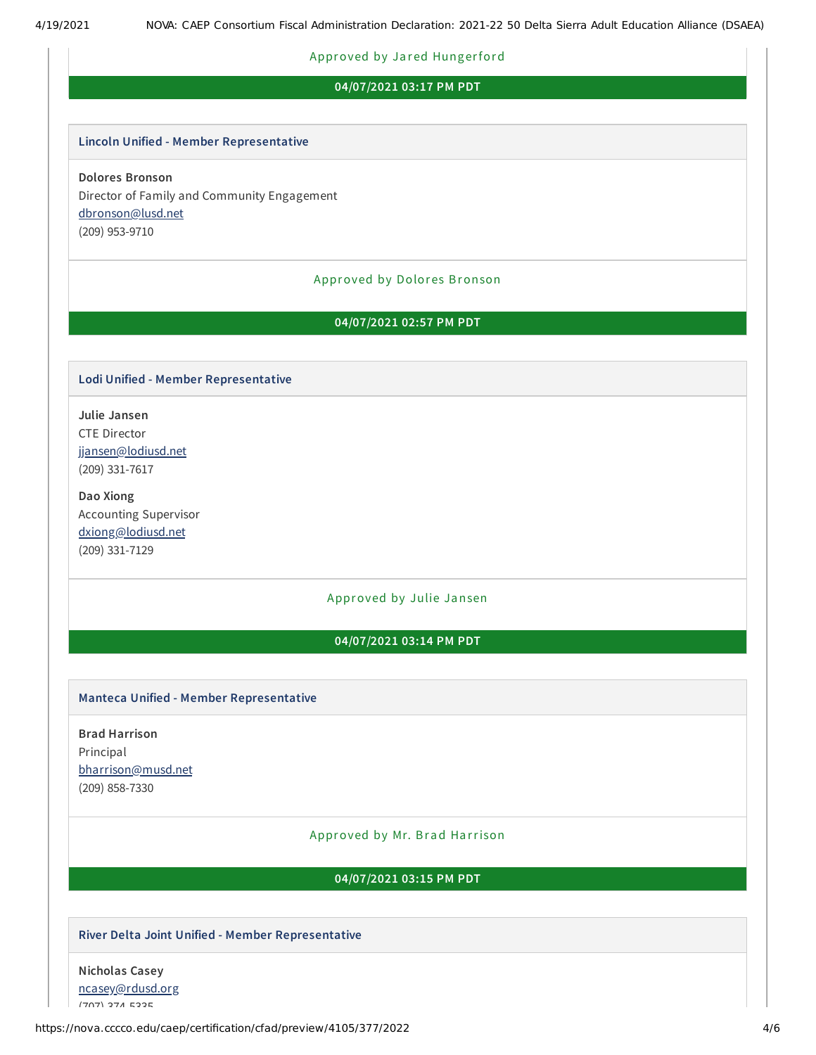Approved by Jared Hungerford

**04/07/2021 03:17 PM PDT**

### Lincoln Unified - Member Representative

**Dolores Bronson**
Director of Family and Community Engagement
dbronson@lusd.net
(209) 953-9710

Approved by Dolores Bronson

**04/07/2021 02:57 PM PDT**

### Lodi Unified - Member Representative

**Julie Jansen**
CTE Director
jjansen@lodiusd.net
(209) 331-7617

**Dao Xiong**
Accounting Supervisor
dxiong@lodiusd.net
(209) 331-7129

Approved by Julie Jansen

**04/07/2021 03:14 PM PDT**

### Manteca Unified - Member Representative

**Brad Harrison**
Principal
bharrison@musd.net
(209) 858-7330

Approved by Mr. Brad Harrison

**04/07/2021 03:15 PM PDT**

### River Delta Joint Unified - Member Representative

**Nicholas Casey**
ncasey@rdusd.org
(707) 374-5335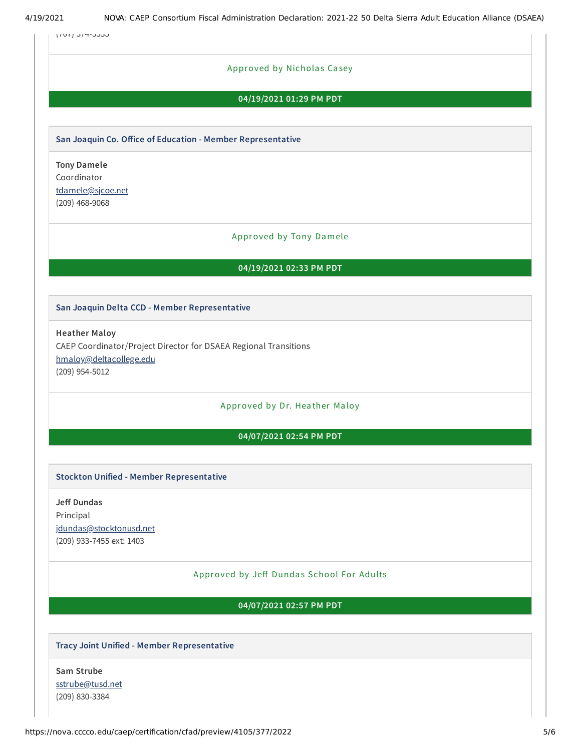(707) 374-5335

Approved by Nicholas Casey

**04/19/2021 01:29 PM PDT**

### San Joaquin Co. Office of Education - Member Representative

**Tony Damele**
Coordinator
[tdamele@sjcoe.net](mailto:tdamele@sjcoe.net)
(209) 468-9068

Approved by Tony Damele

**04/19/2021 02:33 PM PDT**

### San Joaquin Delta CCD - Member Representative

**Heather Maloy**
CAEP Coordinator/Project Director for DSAEA Regional Transitions
[hmaloy@deltacollege.edu](mailto:hmaloy@deltacollege.edu)
(209) 954-5012

Approved by Dr. Heather Maloy

**04/07/2021 02:54 PM PDT**

### Stockton Unified - Member Representative

**Jeff Dundas**
Principal
[jdundas@stocktonusd.net](mailto:jdundas@stocktonusd.net)
(209) 933-7455 ext: 1403

Approved by Jeff Dundas School For Adults

**04/07/2021 02:57 PM PDT**

### Tracy Joint Unified - Member Representative

**Sam Strube**
[sstrube@tusd.net](mailto:sstrube@tusd.net)
(209) 830-3384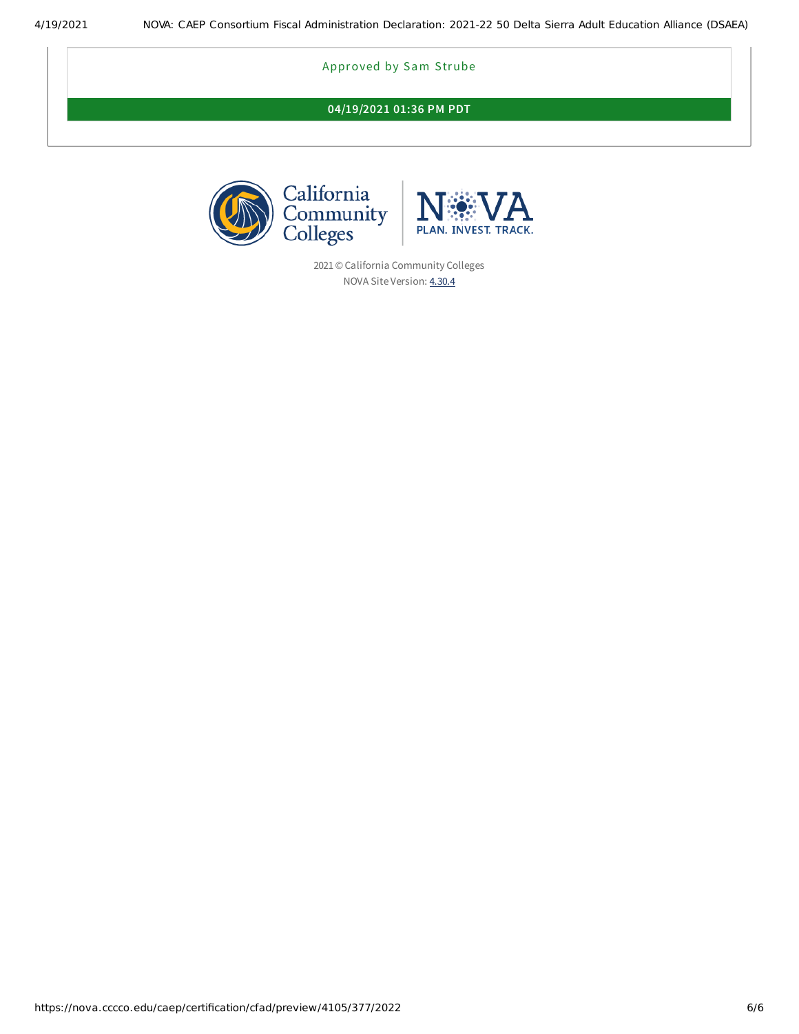Approved by Sam Strube

**04/19/2021 01:36 PM PDT**

2021 © California Community Colleges
NOVA Site Version: 4.30.4